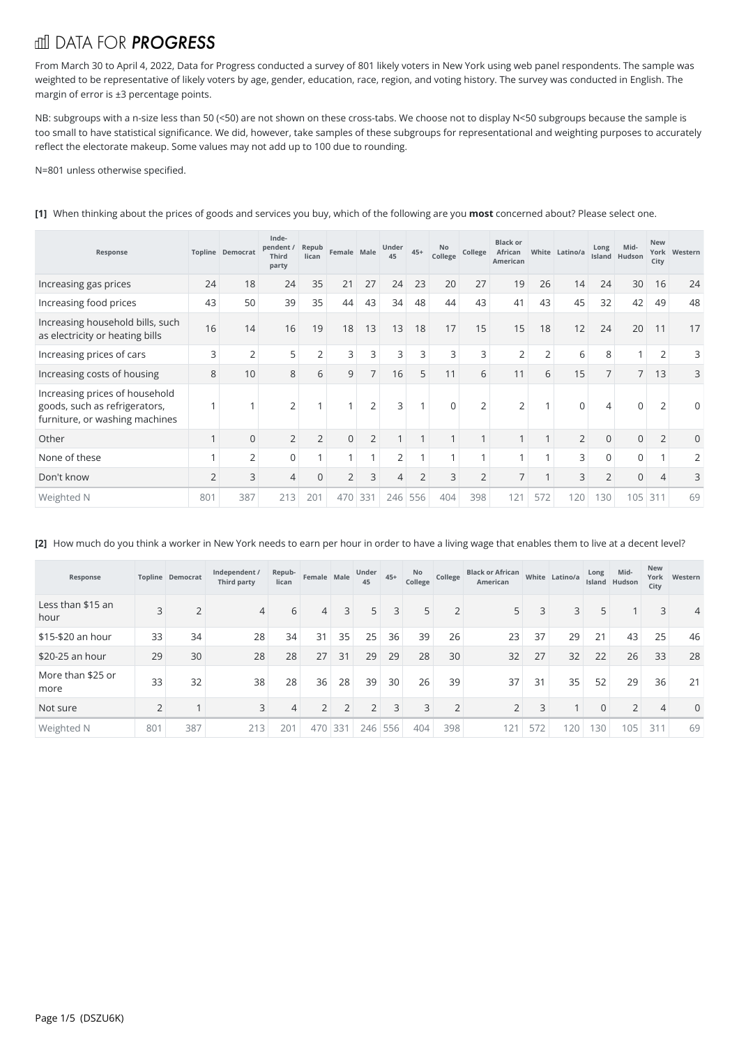# DATA FOR *PROGRESS*

From March 30 to April 4, 2022, Data for Progress conducted a survey of 801 likely voters in New York using web panel respondents. The sample was weighted to be representative of likely voters by age, gender, education, race, region, and voting history. The survey was conducted in English. The margin of error is ±3 percentage points.

NB: subgroups with a n-size less than 50 (<50) are not shown on these cross-tabs. We choose not to display N<50 subgroups because the sample is too small to have statistical significance. We did, however, take samples of these subgroups for representational and weighting purposes to accurately reflect the electorate makeup. Some values may not add up to 100 due to rounding.

N=801 unless otherwise specified.

**[1]** When thinking about the prices of goods and services you buy, which of the following are you **most** concerned about? Please select one.

| Response | Topline | Democrat | Independent / Third party | Republican | Female | Male | Under 45 | 45+ | No College | College | Black or African American | White | Latino/a | Long Island | Mid-Hudson | New York City | Western |
|---|---|---|---|---|---|---|---|---|---|---|---|---|---|---|---|---|---|
| Increasing gas prices | 24 | 18 | 24 | 35 | 21 | 27 | 24 | 23 | 20 | 27 | 19 | 26 | 14 | 24 | 30 | 16 | 24 |
| Increasing food prices | 43 | 50 | 39 | 35 | 44 | 43 | 34 | 48 | 44 | 43 | 41 | 43 | 45 | 32 | 42 | 49 | 48 |
| Increasing household bills, such as electricity or heating bills | 16 | 14 | 16 | 19 | 18 | 13 | 13 | 18 | 17 | 15 | 15 | 18 | 12 | 24 | 20 | 11 | 17 |
| Increasing prices of cars | 3 | 2 | 5 | 2 | 3 | 3 | 3 | 3 | 3 | 3 | 2 | 2 | 6 | 8 | 1 | 2 | 3 |
| Increasing costs of housing | 8 | 10 | 8 | 6 | 9 | 7 | 16 | 5 | 11 | 6 | 11 | 6 | 15 | 7 | 7 | 13 | 3 |
| Increasing prices of household goods, such as refrigerators, furniture, or washing machines | 1 | 1 | 2 | 1 | 1 | 2 | 3 | 1 | 0 | 2 | 2 | 1 | 0 | 4 | 0 | 2 | 0 |
| Other | 1 | 0 | 2 | 2 | 0 | 2 | 1 | 1 | 1 | 1 | 1 | 1 | 2 | 0 | 0 | 2 | 0 |
| None of these | 1 | 2 | 0 | 1 | 1 | 1 | 2 | 1 | 1 | 1 | 1 | 1 | 3 | 0 | 0 | 1 | 2 |
| Don't know | 2 | 3 | 4 | 0 | 2 | 3 | 4 | 2 | 3 | 2 | 7 | 1 | 3 | 2 | 0 | 4 | 3 |
| Weighted N | 801 | 387 | 213 | 201 | 470 | 331 | 246 | 556 | 404 | 398 | 121 | 572 | 120 | 130 | 105 | 311 | 69 |

**[2]** How much do you think a worker in New York needs to earn per hour in order to have a living wage that enables them to live at a decent level?

| Response | Topline | Democrat | Independent / Third party | Republican | Female | Male | Under 45 | 45+ | No College | College | Black or African American | White | Latino/a | Long Island | Mid-Hudson | New York City | Western |
|---|---|---|---|---|---|---|---|---|---|---|---|---|---|---|---|---|---|
| Less than $15 an hour | 3 | 2 | 4 | 6 | 4 | 3 | 5 | 3 | 5 | 2 | 5 | 3 | 3 | 5 | 1 | 3 | 4 |
| $15-$20 an hour | 33 | 34 | 28 | 34 | 31 | 35 | 25 | 36 | 39 | 26 | 23 | 37 | 29 | 21 | 43 | 25 | 46 |
| $20-25 an hour | 29 | 30 | 28 | 28 | 27 | 31 | 29 | 29 | 28 | 30 | 32 | 27 | 32 | 22 | 26 | 33 | 28 |
| More than $25 or more | 33 | 32 | 38 | 28 | 36 | 28 | 39 | 30 | 26 | 39 | 37 | 31 | 35 | 52 | 29 | 36 | 21 |
| Not sure | 2 | 1 | 3 | 4 | 2 | 2 | 2 | 3 | 3 | 2 | 2 | 3 | 1 | 0 | 2 | 4 | 0 |
| Weighted N | 801 | 387 | 213 | 201 | 470 | 331 | 246 | 556 | 404 | 398 | 121 | 572 | 120 | 130 | 105 | 311 | 69 |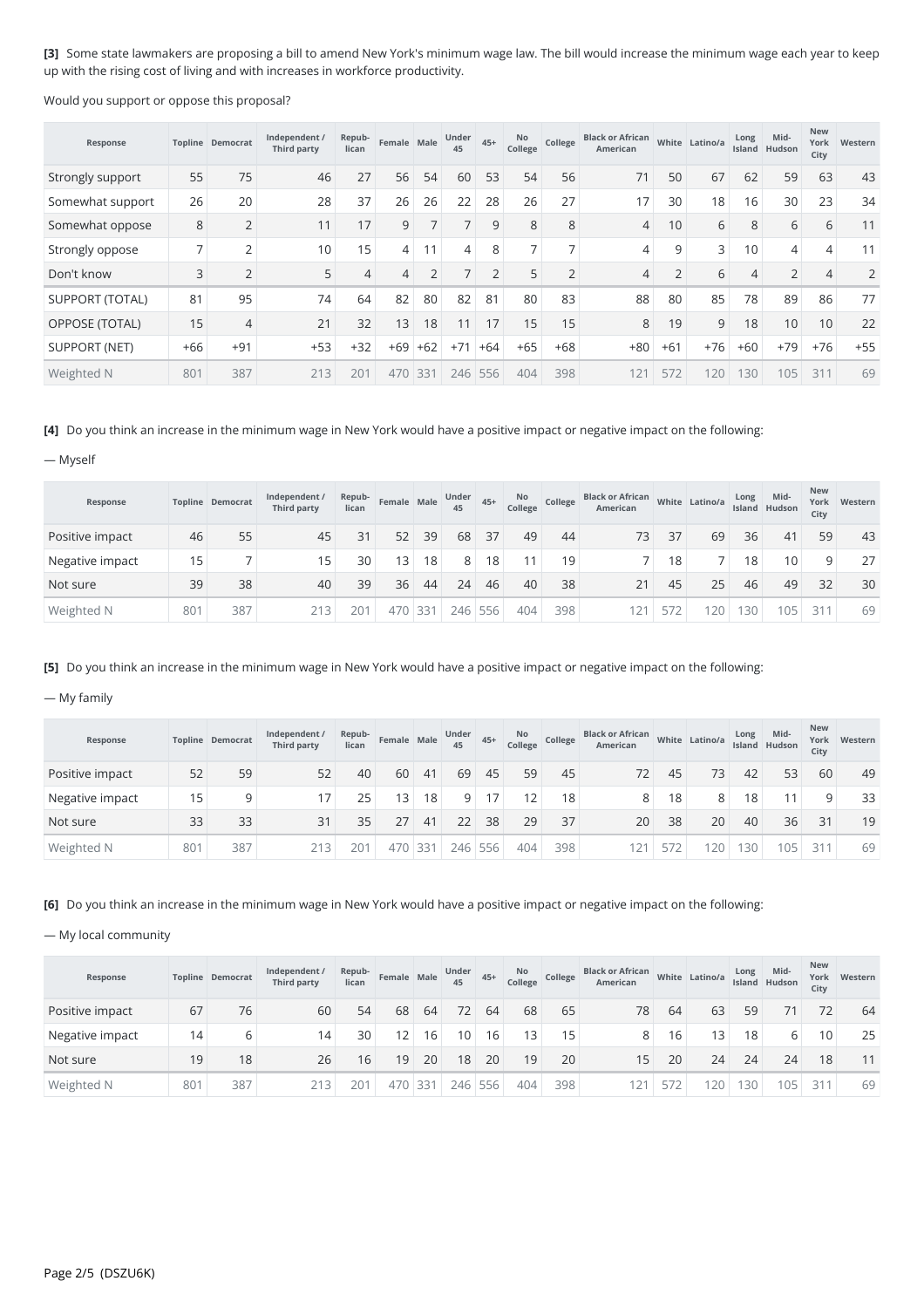**[3]** Some state lawmakers are proposing a bill to amend New York's minimum wage law. The bill would increase the minimum wage each year to keep up with the rising cost of living and with increases in workforce productivity.

Would you support or oppose this proposal?

| Response | Topline | Democrat | Independent / Third party | Repub-lican | Female | Male | Under 45 | 45+ | No College | College | Black or African American | White | Latino/a | Long Island | Mid-Hudson | New York City | Western |
|---|---|---|---|---|---|---|---|---|---|---|---|---|---|---|---|---|---|
| Strongly support | 55 | 75 | 46 | 27 | 56 | 54 | 60 | 53 | 54 | 56 | 71 | 50 | 67 | 62 | 59 | 63 | 43 |
| Somewhat support | 26 | 20 | 28 | 37 | 26 | 26 | 22 | 28 | 26 | 27 | 17 | 30 | 18 | 16 | 30 | 23 | 34 |
| Somewhat oppose | 8 | 2 | 11 | 17 | 9 | 7 | 7 | 9 | 8 | 8 | 4 | 10 | 6 | 8 | 6 | 6 | 11 |
| Strongly oppose | 7 | 2 | 10 | 15 | 4 | 11 | 4 | 8 | 7 | 7 | 4 | 9 | 3 | 10 | 4 | 4 | 11 |
| Don't know | 3 | 2 | 5 | 4 | 4 | 2 | 7 | 2 | 5 | 2 | 4 | 2 | 6 | 4 | 2 | 4 | 2 |
| SUPPORT (TOTAL) | 81 | 95 | 74 | 64 | 82 | 80 | 82 | 81 | 80 | 83 | 88 | 80 | 85 | 78 | 89 | 86 | 77 |
| OPPOSE (TOTAL) | 15 | 4 | 21 | 32 | 13 | 18 | 11 | 17 | 15 | 15 | 8 | 19 | 9 | 18 | 10 | 10 | 22 |
| SUPPORT (NET) | +66 | +91 | +53 | +32 | +69 | +62 | +71 | +64 | +65 | +68 | +80 | +61 | +76 | +60 | +79 | +76 | +55 |
| Weighted N | 801 | 387 | 213 | 201 | 470 | 331 | 246 | 556 | 404 | 398 | 121 | 572 | 120 | 130 | 105 | 311 | 69 |

**[4]** Do you think an increase in the minimum wage in New York would have a positive impact or negative impact on the following:

— Myself

| Response | Topline | Democrat | Independent / Third party | Repub-lican | Female | Male | Under 45 | 45+ | No College | College | Black or African American | White | Latino/a | Long Island | Mid-Hudson | New York City | Western |
|---|---|---|---|---|---|---|---|---|---|---|---|---|---|---|---|---|---|
| Positive impact | 46 | 55 | 45 | 31 | 52 | 39 | 68 | 37 | 49 | 44 | 73 | 37 | 69 | 36 | 41 | 59 | 43 |
| Negative impact | 15 | 7 | 15 | 30 | 13 | 18 | 8 | 18 | 11 | 19 | 7 | 18 | 7 | 18 | 10 | 9 | 27 |
| Not sure | 39 | 38 | 40 | 39 | 36 | 44 | 24 | 46 | 40 | 38 | 21 | 45 | 25 | 46 | 49 | 32 | 30 |
| Weighted N | 801 | 387 | 213 | 201 | 470 | 331 | 246 | 556 | 404 | 398 | 121 | 572 | 120 | 130 | 105 | 311 | 69 |

**[5]** Do you think an increase in the minimum wage in New York would have a positive impact or negative impact on the following:

— My family

| Response | Topline | Democrat | Independent / Third party | Repub-lican | Female | Male | Under 45 | 45+ | No College | College | Black or African American | White | Latino/a | Long Island | Mid-Hudson | New York City | Western |
|---|---|---|---|---|---|---|---|---|---|---|---|---|---|---|---|---|---|
| Positive impact | 52 | 59 | 52 | 40 | 60 | 41 | 69 | 45 | 59 | 45 | 72 | 45 | 73 | 42 | 53 | 60 | 49 |
| Negative impact | 15 | 9 | 17 | 25 | 13 | 18 | 9 | 17 | 12 | 18 | 8 | 18 | 8 | 18 | 11 | 9 | 33 |
| Not sure | 33 | 33 | 31 | 35 | 27 | 41 | 22 | 38 | 29 | 37 | 20 | 38 | 20 | 40 | 36 | 31 | 19 |
| Weighted N | 801 | 387 | 213 | 201 | 470 | 331 | 246 | 556 | 404 | 398 | 121 | 572 | 120 | 130 | 105 | 311 | 69 |

**[6]** Do you think an increase in the minimum wage in New York would have a positive impact or negative impact on the following:

— My local community

| Response | Topline | Democrat | Independent / Third party | Repub-lican | Female | Male | Under 45 | 45+ | No College | College | Black or African American | White | Latino/a | Long Island | Mid-Hudson | New York City | Western |
|---|---|---|---|---|---|---|---|---|---|---|---|---|---|---|---|---|---|
| Positive impact | 67 | 76 | 60 | 54 | 68 | 64 | 72 | 64 | 68 | 65 | 78 | 64 | 63 | 59 | 71 | 72 | 64 |
| Negative impact | 14 | 6 | 14 | 30 | 12 | 16 | 10 | 16 | 13 | 15 | 8 | 16 | 13 | 18 | 6 | 10 | 25 |
| Not sure | 19 | 18 | 26 | 16 | 19 | 20 | 18 | 20 | 19 | 20 | 15 | 20 | 24 | 24 | 24 | 18 | 11 |
| Weighted N | 801 | 387 | 213 | 201 | 470 | 331 | 246 | 556 | 404 | 398 | 121 | 572 | 120 | 130 | 105 | 311 | 69 |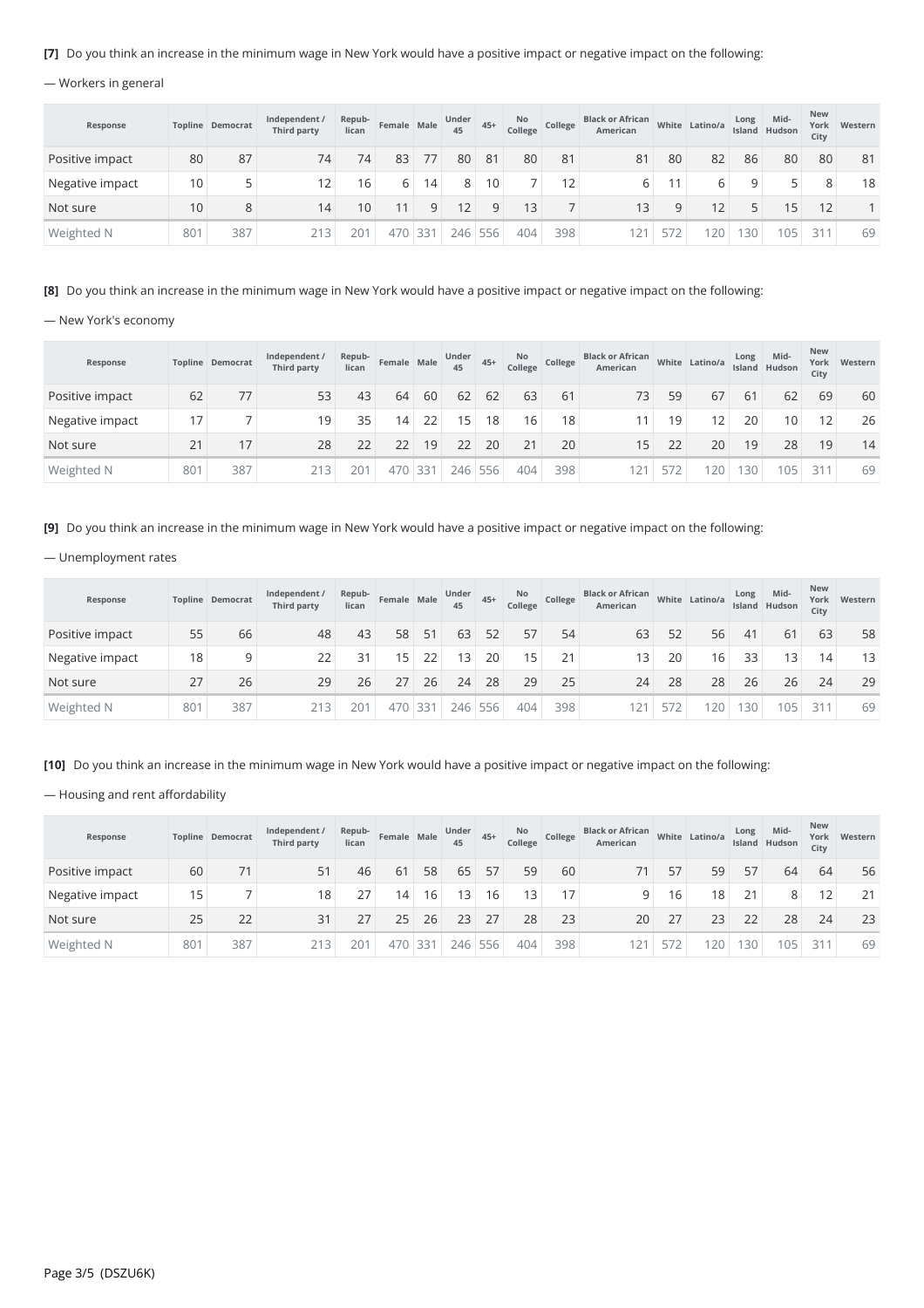**[7]** Do you think an increase in the minimum wage in New York would have a positive impact or negative impact on the following:

— Workers in general

| Response | Topline | Democrat | Independent / Third party | Repub-lican | Female | Male | Under 45 | 45+ | No College | College | Black or African American | White | Latino/a | Long Island | Mid-Hudson | New York City | Western |
|---|---|---|---|---|---|---|---|---|---|---|---|---|---|---|---|---|---|
| Positive impact | 80 | 87 | 74 | 74 | 83 | 77 | 80 | 81 | 80 | 81 | 81 | 80 | 82 | 86 | 80 | 80 | 81 |
| Negative impact | 10 | 5 | 12 | 16 | 6 | 14 | 8 | 10 | 7 | 12 | 6 | 11 | 6 | 9 | 5 | 8 | 18 |
| Not sure | 10 | 8 | 14 | 10 | 11 | 9 | 12 | 9 | 13 | 7 | 13 | 9 | 12 | 5 | 15 | 12 | 1 |
| Weighted N | 801 | 387 | 213 | 201 | 470 | 331 | 246 | 556 | 404 | 398 | 121 | 572 | 120 | 130 | 105 | 311 | 69 |

**[8]** Do you think an increase in the minimum wage in New York would have a positive impact or negative impact on the following:

— New York's economy

| Response | Topline | Democrat | Independent / Third party | Repub-lican | Female | Male | Under 45 | 45+ | No College | College | Black or African American | White | Latino/a | Long Island | Mid-Hudson | New York City | Western |
|---|---|---|---|---|---|---|---|---|---|---|---|---|---|---|---|---|---|
| Positive impact | 62 | 77 | 53 | 43 | 64 | 60 | 62 | 62 | 63 | 61 | 73 | 59 | 67 | 61 | 62 | 69 | 60 |
| Negative impact | 17 | 7 | 19 | 35 | 14 | 22 | 15 | 18 | 16 | 18 | 11 | 19 | 12 | 20 | 10 | 12 | 26 |
| Not sure | 21 | 17 | 28 | 22 | 22 | 19 | 22 | 20 | 21 | 20 | 15 | 22 | 20 | 19 | 28 | 19 | 14 |
| Weighted N | 801 | 387 | 213 | 201 | 470 | 331 | 246 | 556 | 404 | 398 | 121 | 572 | 120 | 130 | 105 | 311 | 69 |

**[9]** Do you think an increase in the minimum wage in New York would have a positive impact or negative impact on the following:

— Unemployment rates

| Response | Topline | Democrat | Independent / Third party | Repub-lican | Female | Male | Under 45 | 45+ | No College | College | Black or African American | White | Latino/a | Long Island | Mid-Hudson | New York City | Western |
|---|---|---|---|---|---|---|---|---|---|---|---|---|---|---|---|---|---|
| Positive impact | 55 | 66 | 48 | 43 | 58 | 51 | 63 | 52 | 57 | 54 | 63 | 52 | 56 | 41 | 61 | 63 | 58 |
| Negative impact | 18 | 9 | 22 | 31 | 15 | 22 | 13 | 20 | 15 | 21 | 13 | 20 | 16 | 33 | 13 | 14 | 13 |
| Not sure | 27 | 26 | 29 | 26 | 27 | 26 | 24 | 28 | 29 | 25 | 24 | 28 | 28 | 26 | 26 | 24 | 29 |
| Weighted N | 801 | 387 | 213 | 201 | 470 | 331 | 246 | 556 | 404 | 398 | 121 | 572 | 120 | 130 | 105 | 311 | 69 |

**[10]** Do you think an increase in the minimum wage in New York would have a positive impact or negative impact on the following:

— Housing and rent affordability

| Response | Topline | Democrat | Independent / Third party | Repub-lican | Female | Male | Under 45 | 45+ | No College | College | Black or African American | White | Latino/a | Long Island | Mid-Hudson | New York City | Western |
|---|---|---|---|---|---|---|---|---|---|---|---|---|---|---|---|---|---|
| Positive impact | 60 | 71 | 51 | 46 | 61 | 58 | 65 | 57 | 59 | 60 | 71 | 57 | 59 | 57 | 64 | 64 | 56 |
| Negative impact | 15 | 7 | 18 | 27 | 14 | 16 | 13 | 16 | 13 | 17 | 9 | 16 | 18 | 21 | 8 | 12 | 21 |
| Not sure | 25 | 22 | 31 | 27 | 25 | 26 | 23 | 27 | 28 | 23 | 20 | 27 | 23 | 22 | 28 | 24 | 23 |
| Weighted N | 801 | 387 | 213 | 201 | 470 | 331 | 246 | 556 | 404 | 398 | 121 | 572 | 120 | 130 | 105 | 311 | 69 |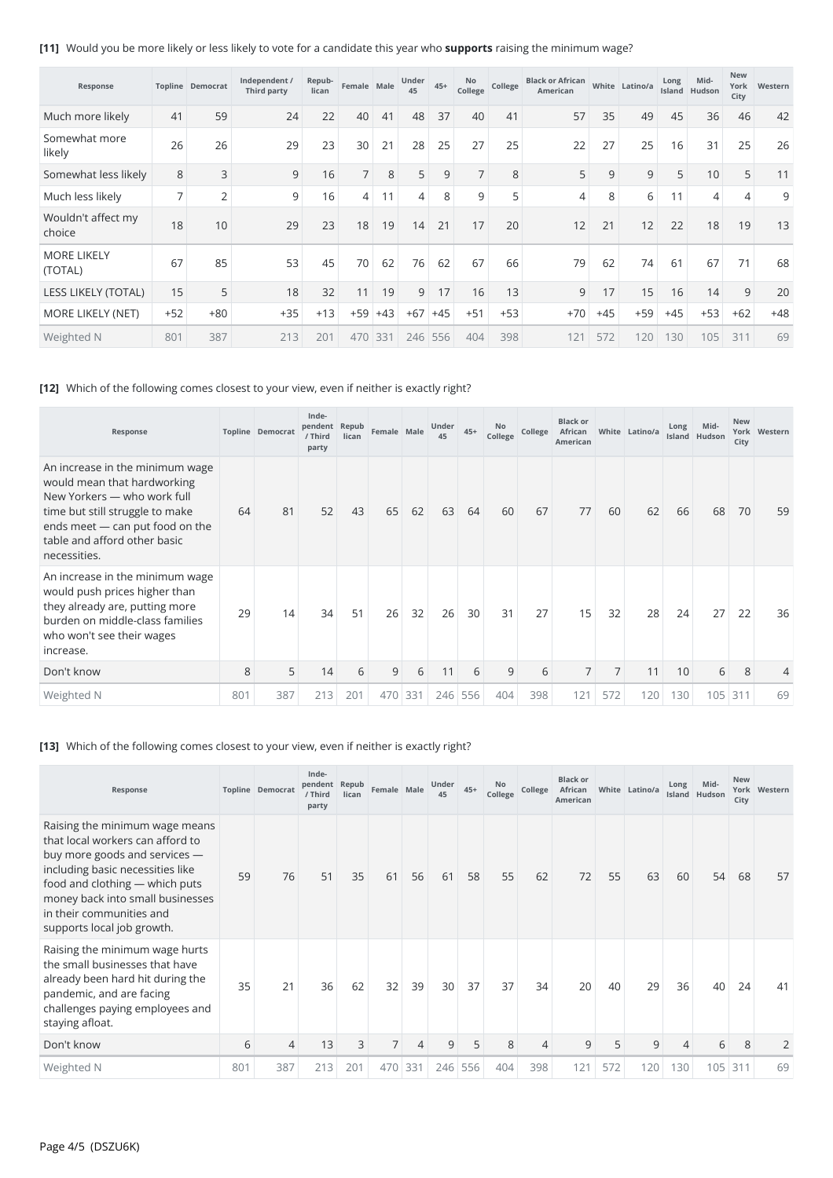**[11]** Would you be more likely or less likely to vote for a candidate this year who **supports** raising the minimum wage?

| Response | Topline | Democrat | Independent / Third party | Repub-lican | Female | Male | Under 45 | 45+ | No College | College | Black or African American | White | Latino/a | Long Island | Mid-Hudson | New York City | Western |
|---|---|---|---|---|---|---|---|---|---|---|---|---|---|---|---|---|---|
| Much more likely | 41 | 59 | 24 | 22 | 40 | 41 | 48 | 37 | 40 | 41 | 57 | 35 | 49 | 45 | 36 | 46 | 42 |
| Somewhat more likely | 26 | 26 | 29 | 23 | 30 | 21 | 28 | 25 | 27 | 25 | 22 | 27 | 25 | 16 | 31 | 25 | 26 |
| Somewhat less likely | 8 | 3 | 9 | 16 | 7 | 8 | 5 | 9 | 7 | 8 | 5 | 9 | 9 | 5 | 10 | 5 | 11 |
| Much less likely | 7 | 2 | 9 | 16 | 4 | 11 | 4 | 8 | 9 | 5 | 4 | 8 | 6 | 11 | 4 | 4 | 9 |
| Wouldn't affect my choice | 18 | 10 | 29 | 23 | 18 | 19 | 14 | 21 | 17 | 20 | 12 | 21 | 12 | 22 | 18 | 19 | 13 |
| MORE LIKELY (TOTAL) | 67 | 85 | 53 | 45 | 70 | 62 | 76 | 62 | 67 | 66 | 79 | 62 | 74 | 61 | 67 | 71 | 68 |
| LESS LIKELY (TOTAL) | 15 | 5 | 18 | 32 | 11 | 19 | 9 | 17 | 16 | 13 | 9 | 17 | 15 | 16 | 14 | 9 | 20 |
| MORE LIKELY (NET) | +52 | +80 | +35 | +13 | +59 | +43 | +67 | +45 | +51 | +53 | +70 | +45 | +59 | +45 | +53 | +62 | +48 |
| Weighted N | 801 | 387 | 213 | 201 | 470 | 331 | 246 | 556 | 404 | 398 | 121 | 572 | 120 | 130 | 105 | 311 | 69 |

**[12]** Which of the following comes closest to your view, even if neither is exactly right?

| Response | Topline | Democrat | Inde-pendent / Third party | Repub lican | Female | Male | Under 45 | 45+ | No College | College | Black or African American | White | Latino/a | Long Island | Mid-Hudson | New York City | Western |
|---|---|---|---|---|---|---|---|---|---|---|---|---|---|---|---|---|---|
| An increase in the minimum wage would mean that hardworking New Yorkers — who work full time but still struggle to make ends meet — can put food on the table and afford other basic necessities. | 64 | 81 | 52 | 43 | 65 | 62 | 63 | 64 | 60 | 67 | 77 | 60 | 62 | 66 | 68 | 70 | 59 |
| An increase in the minimum wage would push prices higher than they already are, putting more burden on middle-class families who won't see their wages increase. | 29 | 14 | 34 | 51 | 26 | 32 | 26 | 30 | 31 | 27 | 15 | 32 | 28 | 24 | 27 | 22 | 36 |
| Don't know | 8 | 5 | 14 | 6 | 9 | 6 | 11 | 6 | 9 | 6 | 7 | 7 | 11 | 10 | 6 | 8 | 4 |
| Weighted N | 801 | 387 | 213 | 201 | 470 | 331 | 246 | 556 | 404 | 398 | 121 | 572 | 120 | 130 | 105 | 311 | 69 |

**[13]** Which of the following comes closest to your view, even if neither is exactly right?

| Response | Topline | Democrat | Inde-pendent / Third party | Repub lican | Female | Male | Under 45 | 45+ | No College | College | Black or African American | White | Latino/a | Long Island | Mid-Hudson | New York City | Western |
|---|---|---|---|---|---|---|---|---|---|---|---|---|---|---|---|---|---|
| Raising the minimum wage means that local workers can afford to buy more goods and services — including basic necessities like food and clothing — which puts money back into small businesses in their communities and supports local job growth. | 59 | 76 | 51 | 35 | 61 | 56 | 61 | 58 | 55 | 62 | 72 | 55 | 63 | 60 | 54 | 68 | 57 |
| Raising the minimum wage hurts the small businesses that have already been hard hit during the pandemic, and are facing challenges paying employees and staying afloat. | 35 | 21 | 36 | 62 | 32 | 39 | 30 | 37 | 37 | 34 | 20 | 40 | 29 | 36 | 40 | 24 | 41 |
| Don't know | 6 | 4 | 13 | 3 | 7 | 4 | 9 | 5 | 8 | 4 | 9 | 5 | 9 | 4 | 6 | 8 | 2 |
| Weighted N | 801 | 387 | 213 | 201 | 470 | 331 | 246 | 556 | 404 | 398 | 121 | 572 | 120 | 130 | 105 | 311 | 69 |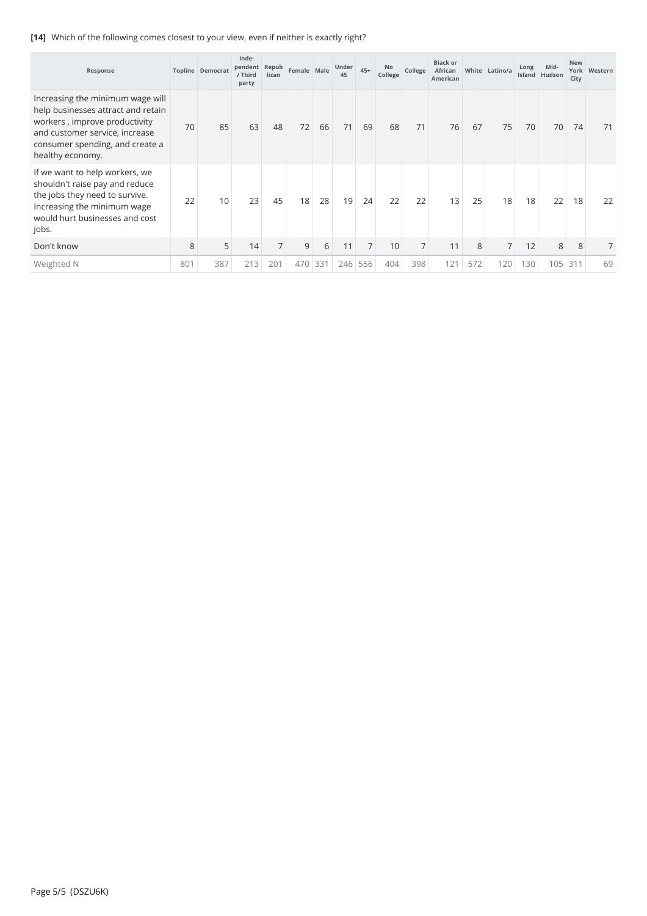**[14]** Which of the following comes closest to your view, even if neither is exactly right?

| Response | Topline | Democrat | Inde-pendent / Third party | Repub lican | Female | Male | Under 45 | 45+ | No College | College | Black or African American | White | Latino/a | Long Island | Mid-Hudson | New York City | Western |
|---|---|---|---|---|---|---|---|---|---|---|---|---|---|---|---|---|---|
| Increasing the minimum wage will help businesses attract and retain workers , improve productivity and customer service, increase consumer spending, and create a healthy economy. | 70 | 85 | 63 | 48 | 72 | 66 | 71 | 69 | 68 | 71 | 76 | 67 | 75 | 70 | 70 | 74 | 71 |
| If we want to help workers, we shouldn't raise pay and reduce the jobs they need to survive. Increasing the minimum wage would hurt businesses and cost jobs. | 22 | 10 | 23 | 45 | 18 | 28 | 19 | 24 | 22 | 22 | 13 | 25 | 18 | 18 | 22 | 18 | 22 |
| Don't know | 8 | 5 | 14 | 7 | 9 | 6 | 11 | 7 | 10 | 7 | 11 | 8 | 7 | 12 | 8 | 8 | 7 |
| Weighted N | 801 | 387 | 213 | 201 | 470 | 331 | 246 | 556 | 404 | 398 | 121 | 572 | 120 | 130 | 105 | 311 | 69 |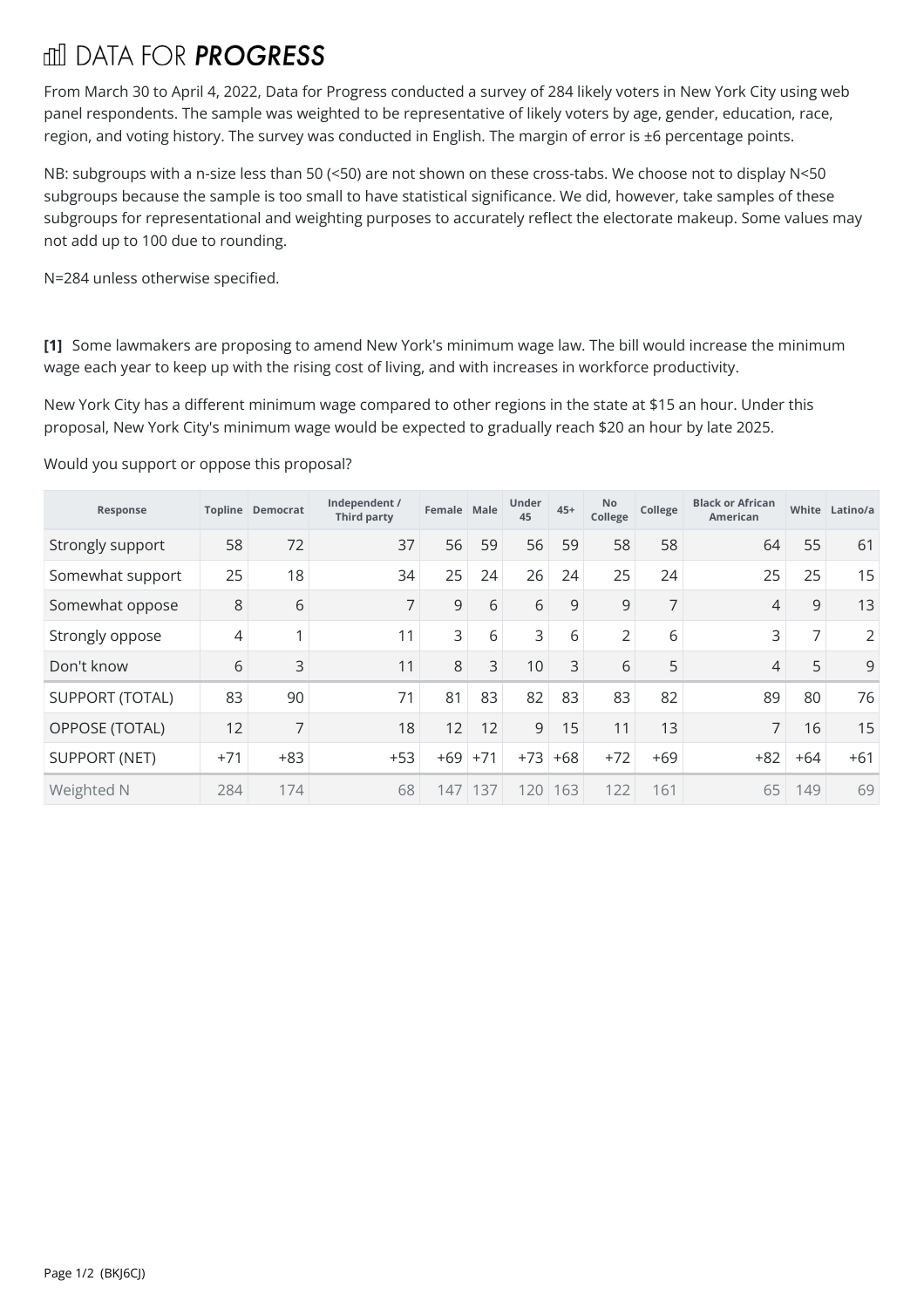# DATA FOR *PROGRESS*

From March 30 to April 4, 2022, Data for Progress conducted a survey of 284 likely voters in New York City using web panel respondents. The sample was weighted to be representative of likely voters by age, gender, education, race, region, and voting history. The survey was conducted in English. The margin of error is ±6 percentage points.

NB: subgroups with a n-size less than 50 (<50) are not shown on these cross-tabs. We choose not to display N<50 subgroups because the sample is too small to have statistical significance. We did, however, take samples of these subgroups for representational and weighting purposes to accurately reflect the electorate makeup. Some values may not add up to 100 due to rounding.

N=284 unless otherwise specified.

**[1]** Some lawmakers are proposing to amend New York's minimum wage law. The bill would increase the minimum wage each year to keep up with the rising cost of living, and with increases in workforce productivity.

New York City has a different minimum wage compared to other regions in the state at $15 an hour. Under this proposal, New York City's minimum wage would be expected to gradually reach $20 an hour by late 2025.

Would you support or oppose this proposal?

| Response | Topline | Democrat | Independent / Third party | Female | Male | Under 45 | 45+ | No College | College | Black or African American | White | Latino/a |
|---|---|---|---|---|---|---|---|---|---|---|---|---|
| Strongly support | 58 | 72 | 37 | 56 | 59 | 56 | 59 | 58 | 58 | 64 | 55 | 61 |
| Somewhat support | 25 | 18 | 34 | 25 | 24 | 26 | 24 | 25 | 24 | 25 | 25 | 15 |
| Somewhat oppose | 8 | 6 | 7 | 9 | 6 | 6 | 9 | 9 | 7 | 4 | 9 | 13 |
| Strongly oppose | 4 | 1 | 11 | 3 | 6 | 3 | 6 | 2 | 6 | 3 | 7 | 2 |
| Don't know | 6 | 3 | 11 | 8 | 3 | 10 | 3 | 6 | 5 | 4 | 5 | 9 |
| SUPPORT (TOTAL) | 83 | 90 | 71 | 81 | 83 | 82 | 83 | 83 | 82 | 89 | 80 | 76 |
| OPPOSE (TOTAL) | 12 | 7 | 18 | 12 | 12 | 9 | 15 | 11 | 13 | 7 | 16 | 15 |
| SUPPORT (NET) | +71 | +83 | +53 | +69 | +71 | +73 | +68 | +72 | +69 | +82 | +64 | +61 |
| Weighted N | 284 | 174 | 68 | 147 | 137 | 120 | 163 | 122 | 161 | 65 | 149 | 69 |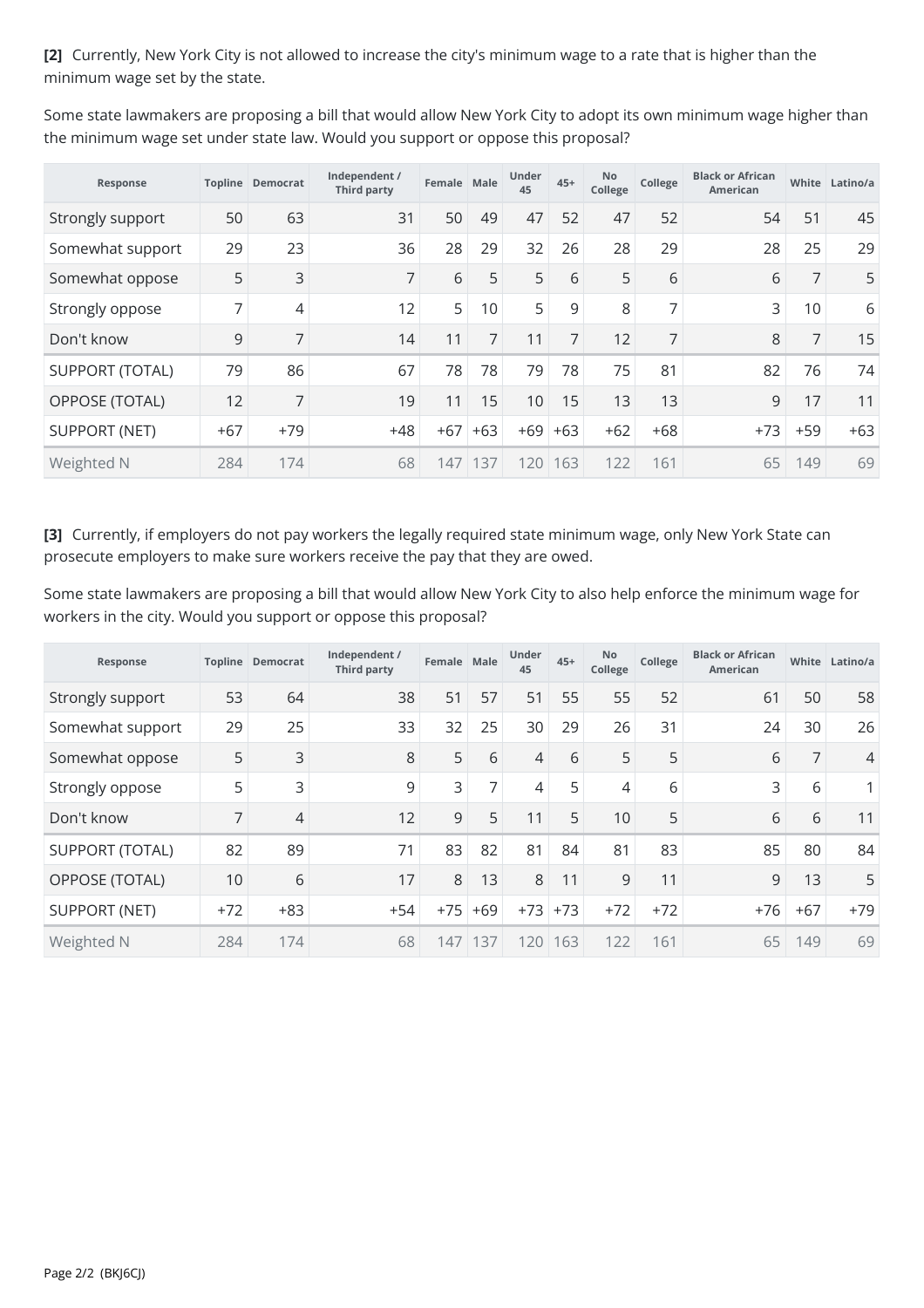**[2]** Currently, New York City is not allowed to increase the city's minimum wage to a rate that is higher than the minimum wage set by the state.

Some state lawmakers are proposing a bill that would allow New York City to adopt its own minimum wage higher than the minimum wage set under state law. Would you support or oppose this proposal?

| Response | Topline | Democrat | Independent / Third party | Female | Male | Under 45 | 45+ | No College | College | Black or African American | White | Latino/a |
|---|---|---|---|---|---|---|---|---|---|---|---|---|
| Strongly support | 50 | 63 | 31 | 50 | 49 | 47 | 52 | 47 | 52 | 54 | 51 | 45 |
| Somewhat support | 29 | 23 | 36 | 28 | 29 | 32 | 26 | 28 | 29 | 28 | 25 | 29 |
| Somewhat oppose | 5 | 3 | 7 | 6 | 5 | 5 | 6 | 5 | 6 | 6 | 7 | 5 |
| Strongly oppose | 7 | 4 | 12 | 5 | 10 | 5 | 9 | 8 | 7 | 3 | 10 | 6 |
| Don't know | 9 | 7 | 14 | 11 | 7 | 11 | 7 | 12 | 7 | 8 | 7 | 15 |
| SUPPORT (TOTAL) | 79 | 86 | 67 | 78 | 78 | 79 | 78 | 75 | 81 | 82 | 76 | 74 |
| OPPOSE (TOTAL) | 12 | 7 | 19 | 11 | 15 | 10 | 15 | 13 | 13 | 9 | 17 | 11 |
| SUPPORT (NET) | +67 | +79 | +48 | +67 | +63 | +69 | +63 | +62 | +68 | +73 | +59 | +63 |
| Weighted N | 284 | 174 | 68 | 147 | 137 | 120 | 163 | 122 | 161 | 65 | 149 | 69 |

**[3]** Currently, if employers do not pay workers the legally required state minimum wage, only New York State can prosecute employers to make sure workers receive the pay that they are owed.

Some state lawmakers are proposing a bill that would allow New York City to also help enforce the minimum wage for workers in the city. Would you support or oppose this proposal?

| Response | Topline | Democrat | Independent / Third party | Female | Male | Under 45 | 45+ | No College | College | Black or African American | White | Latino/a |
|---|---|---|---|---|---|---|---|---|---|---|---|---|
| Strongly support | 53 | 64 | 38 | 51 | 57 | 51 | 55 | 55 | 52 | 61 | 50 | 58 |
| Somewhat support | 29 | 25 | 33 | 32 | 25 | 30 | 29 | 26 | 31 | 24 | 30 | 26 |
| Somewhat oppose | 5 | 3 | 8 | 5 | 6 | 4 | 6 | 5 | 5 | 6 | 7 | 4 |
| Strongly oppose | 5 | 3 | 9 | 3 | 7 | 4 | 5 | 4 | 6 | 3 | 6 | 1 |
| Don't know | 7 | 4 | 12 | 9 | 5 | 11 | 5 | 10 | 5 | 6 | 6 | 11 |
| SUPPORT (TOTAL) | 82 | 89 | 71 | 83 | 82 | 81 | 84 | 81 | 83 | 85 | 80 | 84 |
| OPPOSE (TOTAL) | 10 | 6 | 17 | 8 | 13 | 8 | 11 | 9 | 11 | 9 | 13 | 5 |
| SUPPORT (NET) | +72 | +83 | +54 | +75 | +69 | +73 | +73 | +72 | +72 | +76 | +67 | +79 |
| Weighted N | 284 | 174 | 68 | 147 | 137 | 120 | 163 | 122 | 161 | 65 | 149 | 69 |